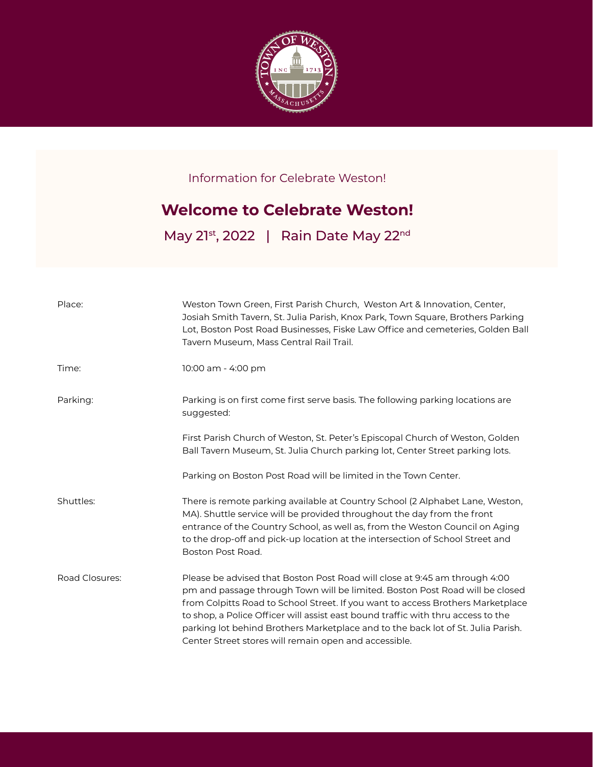Information for Celebrate Weston!

# Welcome to Celebrate Weston!

May 21st, 2022 | Rain Date May 22nd

| | |
|---|---|
| Place: | Weston Town Green, First Parish Church, Weston Art & Innovation, Center, Josiah Smith Tavern, St. Julia Parish, Knox Park, Town Square, Brothers Parking Lot, Boston Post Road Businesses, Fiske Law Office and cemeteries, Golden Ball Tavern Museum, Mass Central Rail Trail. |
| Time: | 10:00 am - 4:00 pm |
| Parking: | Parking is on first come first serve basis. The following parking locations are suggested:<br><br>First Parish Church of Weston, St. Peter's Episcopal Church of Weston, Golden Ball Tavern Museum, St. Julia Church parking lot, Center Street parking lots.<br><br>Parking on Boston Post Road will be limited in the Town Center. |
| Shuttles: | There is remote parking available at Country School (2 Alphabet Lane, Weston, MA). Shuttle service will be provided throughout the day from the front entrance of the Country School, as well as, from the Weston Council on Aging to the drop-off and pick-up location at the intersection of School Street and Boston Post Road. |
| Road Closures: | Please be advised that Boston Post Road will close at 9:45 am through 4:00 pm and passage through Town will be limited. Boston Post Road will be closed from Colpitts Road to School Street. If you want to access Brothers Marketplace to shop, a Police Officer will assist east bound traffic with thru access to the parking lot behind Brothers Marketplace and to the back lot of St. Julia Parish. Center Street stores will remain open and accessible. |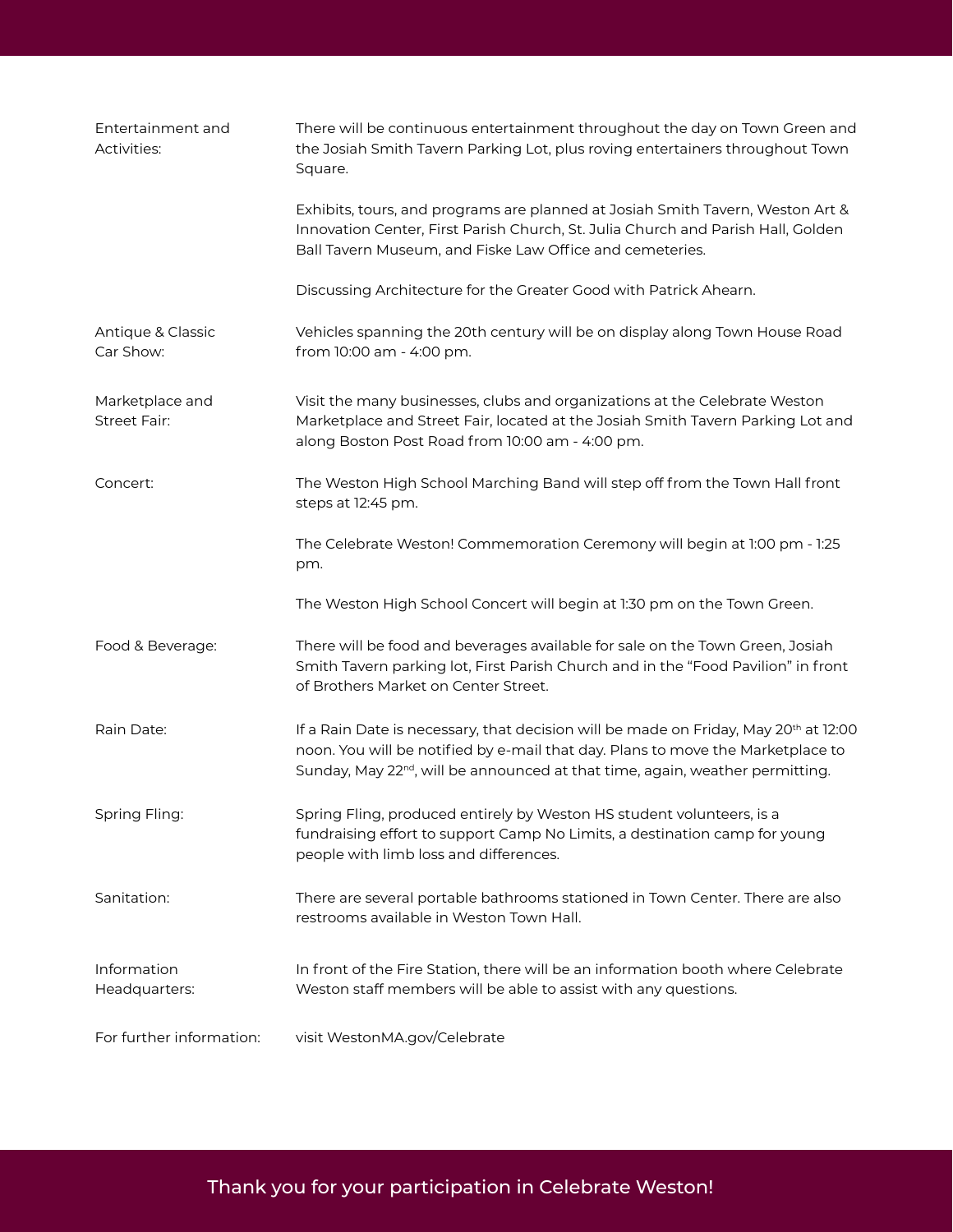| | |
|---|---|
| Entertainment and Activities: | There will be continuous entertainment throughout the day on Town Green and the Josiah Smith Tavern Parking Lot, plus roving entertainers throughout Town Square. |
| | Exhibits, tours, and programs are planned at Josiah Smith Tavern, Weston Art & Innovation Center, First Parish Church, St. Julia Church and Parish Hall, Golden Ball Tavern Museum, and Fiske Law Office and cemeteries. |
| | Discussing Architecture for the Greater Good with Patrick Ahearn. |
| Antique & Classic Car Show: | Vehicles spanning the 20th century will be on display along Town House Road from 10:00 am - 4:00 pm. |
| Marketplace and Street Fair: | Visit the many businesses, clubs and organizations at the Celebrate Weston Marketplace and Street Fair, located at the Josiah Smith Tavern Parking Lot and along Boston Post Road from 10:00 am - 4:00 pm. |
| Concert: | The Weston High School Marching Band will step off from the Town Hall front steps at 12:45 pm. |
| | The Celebrate Weston! Commemoration Ceremony will begin at 1:00 pm - 1:25 pm. |
| | The Weston High School Concert will begin at 1:30 pm on the Town Green. |
| Food & Beverage: | There will be food and beverages available for sale on the Town Green, Josiah Smith Tavern parking lot, First Parish Church and in the "Food Pavilion" in front of Brothers Market on Center Street. |
| Rain Date: | If a Rain Date is necessary, that decision will be made on Friday, May 20th at 12:00 noon. You will be notified by e-mail that day. Plans to move the Marketplace to Sunday, May 22nd, will be announced at that time, again, weather permitting. |
| Spring Fling: | Spring Fling, produced entirely by Weston HS student volunteers, is a fundraising effort to support Camp No Limits, a destination camp for young people with limb loss and differences. |
| Sanitation: | There are several portable bathrooms stationed in Town Center. There are also restrooms available in Weston Town Hall. |
| Information Headquarters: | In front of the Fire Station, there will be an information booth where Celebrate Weston staff members will be able to assist with any questions. |
| For further information: | visit WestonMA.gov/Celebrate |

Thank you for your participation in Celebrate Weston!